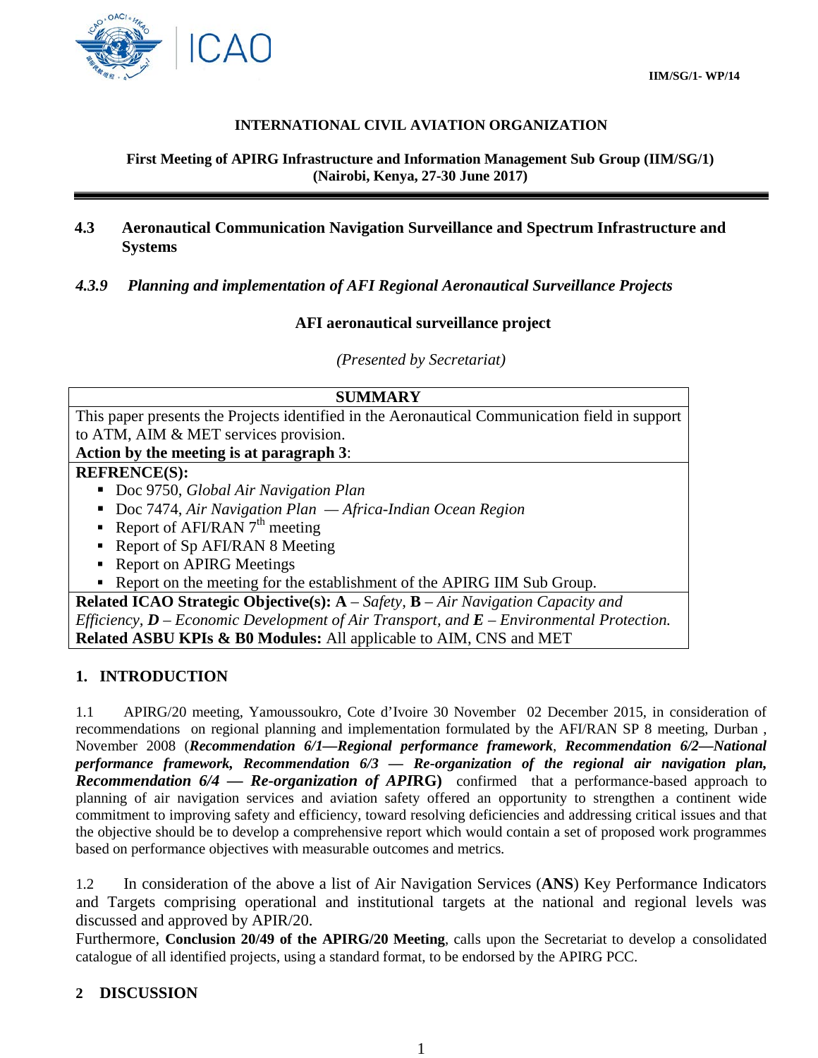IIM/SG/1- WP/14

**INTERNATIONAL CIVIL AVIATION ORGANIZATION**

**First Meeting of APIRG Infrastructure and Information Management Sub Group (IIM/SG/1)**
**(Nairobi, Kenya, 27-30 June 2017)**

---

## 4.3 Aeronautical Communication Navigation Surveillance and Spectrum Infrastructure and Systems

### *4.3.9 Planning and implementation of AFI Regional Aeronautical Surveillance Projects*

**AFI aeronautical surveillance project**

*(Presented by Secretariat)*

| **SUMMARY** |
|---|
| This paper presents the Projects identified in the Aeronautical Communication field in support to ATM, AIM & MET services provision.<br>**Action by the meeting is at paragraph 3**: |
| **REFRENCE(S):**<br>▪ Doc 9750, *Global Air Navigation Plan*<br>▪ Doc 7474, *Air Navigation Plan — Africa-Indian Ocean Region*<br>▪ Report of AFI/RAN 7th meeting<br>▪ Report of Sp AFI/RAN 8 Meeting<br>▪ Report on APIRG Meetings<br>▪ Report on the meeting for the establishment of the APIRG IIM Sub Group. |
| **Related ICAO Strategic Objective(s): A** – *Safety*, **B** – *Air Navigation Capacity and Efficiency*, ***D*** – *Economic Development of Air Transport, and* ***E*** – *Environmental Protection.*<br>**Related ASBU KPIs & B0 Modules:** All applicable to AIM, CNS and MET |

## 1. INTRODUCTION

1.1 APIRG/20 meeting, Yamoussoukro, Cote d'Ivoire 30 November 02 December 2015, in consideration of recommendations on regional planning and implementation formulated by the AFI/RAN SP 8 meeting, Durban , November 2008 (***Recommendation 6/1—Regional performance framework***, ***Recommendation 6/2—National performance framework, Recommendation 6/3 — Re-organization of the regional air navigation plan, Recommendation 6/4 — Re-organization of APIRG***) confirmed that a performance-based approach to planning of air navigation services and aviation safety offered an opportunity to strengthen a continent wide commitment to improving safety and efficiency, toward resolving deficiencies and addressing critical issues and that the objective should be to develop a comprehensive report which would contain a set of proposed work programmes based on performance objectives with measurable outcomes and metrics.

1.2 In consideration of the above a list of Air Navigation Services (**ANS**) Key Performance Indicators and Targets comprising operational and institutional targets at the national and regional levels was discussed and approved by APIR/20.

Furthermore, **Conclusion 20/49 of the APIRG/20 Meeting**, calls upon the Secretariat to develop a consolidated catalogue of all identified projects, using a standard format, to be endorsed by the APIRG PCC.

## 2 DISCUSSION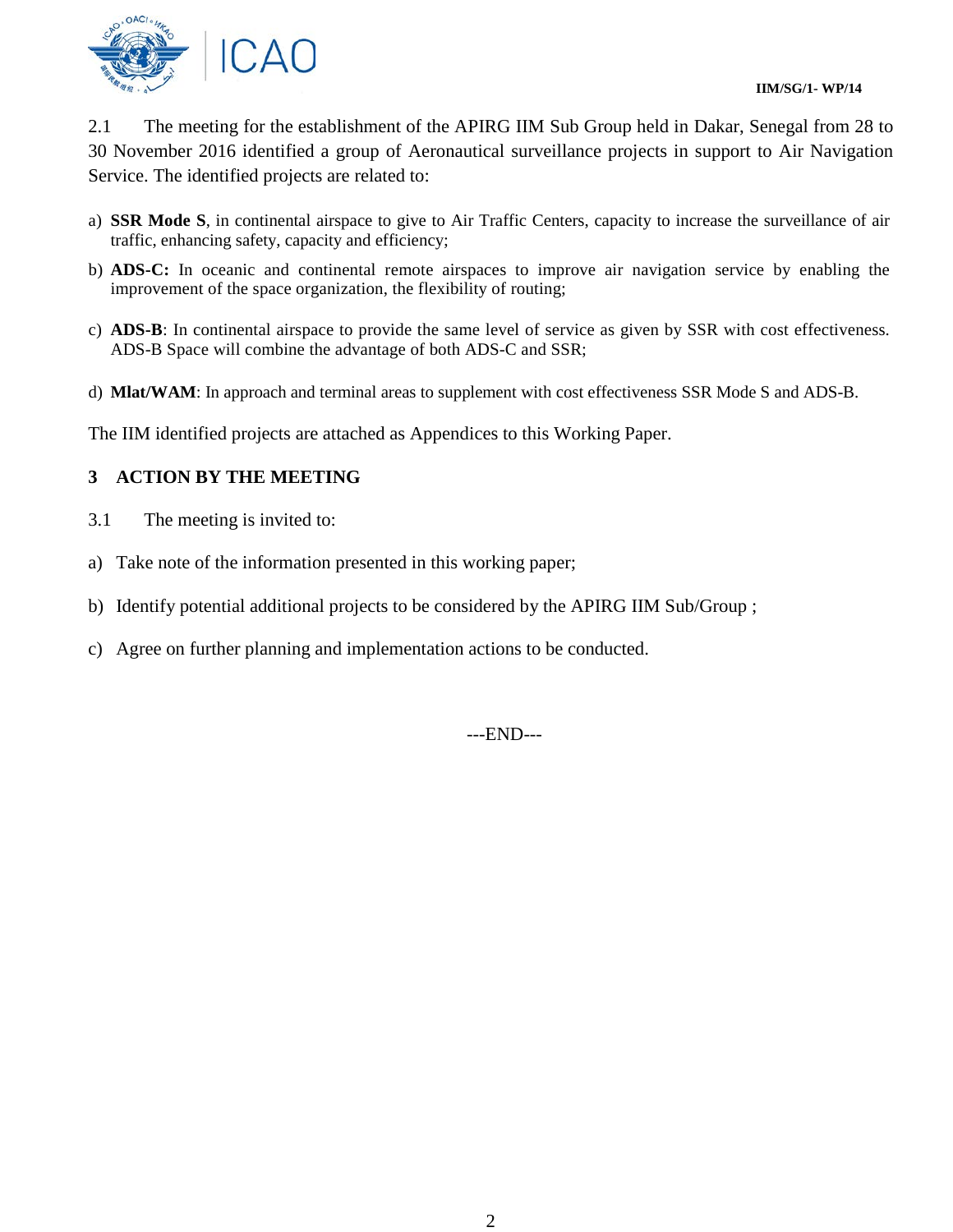2.1 The meeting for the establishment of the APIRG IIM Sub Group held in Dakar, Senegal from 28 to 30 November 2016 identified a group of Aeronautical surveillance projects in support to Air Navigation Service. The identified projects are related to:

a) **SSR Mode S**, in continental airspace to give to Air Traffic Centers, capacity to increase the surveillance of air traffic, enhancing safety, capacity and efficiency;

b) **ADS-C:** In oceanic and continental remote airspaces to improve air navigation service by enabling the improvement of the space organization, the flexibility of routing;

c) **ADS-B**: In continental airspace to provide the same level of service as given by SSR with cost effectiveness. ADS-B Space will combine the advantage of both ADS-C and SSR;

d) **Mlat/WAM**: In approach and terminal areas to supplement with cost effectiveness SSR Mode S and ADS-B.

The IIM identified projects are attached as Appendices to this Working Paper.

## 3 ACTION BY THE MEETING

3.1 The meeting is invited to:

a) Take note of the information presented in this working paper;

b) Identify potential additional projects to be considered by the APIRG IIM Sub/Group ;

c) Agree on further planning and implementation actions to be conducted.

---END---